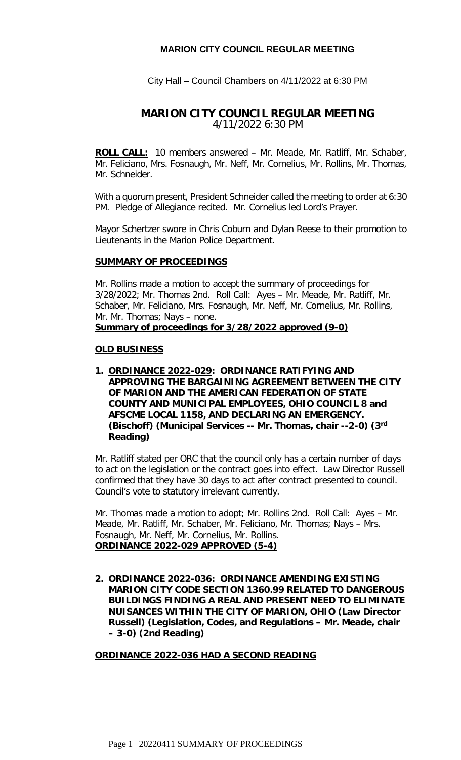**MARION CITY COUNCIL REGULAR MEETING**

City Hall – Council Chambers on 4/11/2022 at 6:30 PM

# MARION CITY COUNCIL REGULAR MEETING
4/11/2022 6:30 PM

**ROLL CALL:** 10 members answered – Mr. Meade, Mr. Ratliff, Mr. Schaber, Mr. Feliciano, Mrs. Fosnaugh, Mr. Neff, Mr. Cornelius, Mr. Rollins, Mr. Thomas, Mr. Schneider.

With a quorum present, President Schneider called the meeting to order at 6:30 PM. Pledge of Allegiance recited. Mr. Cornelius led Lord's Prayer.

Mayor Schertzer swore in Chris Coburn and Dylan Reese to their promotion to Lieutenants in the Marion Police Department.

## SUMMARY OF PROCEEDINGS

Mr. Rollins made a motion to accept the summary of proceedings for 3/28/2022; Mr. Thomas 2nd. Roll Call: Ayes – Mr. Meade, Mr. Ratliff, Mr. Schaber, Mr. Feliciano, Mrs. Fosnaugh, Mr. Neff, Mr. Cornelius, Mr. Rollins, Mr. Mr. Thomas; Nays – none.

**Summary of proceedings for 3/28/2022 approved (9-0)**

## OLD BUSINESS

1. **ORDINANCE 2022-029: ORDINANCE RATIFYING AND APPROVING THE BARGAINING AGREEMENT BETWEEN THE CITY OF MARION AND THE AMERICAN FEDERATION OF STATE COUNTY AND MUNICIPAL EMPLOYEES, OHIO COUNCIL 8 and AFSCME LOCAL 1158, AND DECLARING AN EMERGENCY. (Bischoff) (Municipal Services -- Mr. Thomas, chair --2-0) (3rd Reading)**

Mr. Ratliff stated per ORC that the council only has a certain number of days to act on the legislation or the contract goes into effect. Law Director Russell confirmed that they have 30 days to act after contract presented to council. Council's vote to statutory irrelevant currently.

Mr. Thomas made a motion to adopt; Mr. Rollins 2nd. Roll Call: Ayes – Mr. Meade, Mr. Ratliff, Mr. Schaber, Mr. Feliciano, Mr. Thomas; Nays – Mrs. Fosnaugh, Mr. Neff, Mr. Cornelius, Mr. Rollins.

**ORDINANCE 2022-029 APPROVED (5-4)**

2. **ORDINANCE 2022-036: ORDINANCE AMENDING EXISTING MARION CITY CODE SECTION 1360.99 RELATED TO DANGEROUS BUILDINGS FINDING A REAL AND PRESENT NEED TO ELIMINATE NUISANCES WITHIN THE CITY OF MARION, OHIO (Law Director Russell) (Legislation, Codes, and Regulations – Mr. Meade, chair – 3-0) (2nd Reading)**

**ORDINANCE 2022-036 HAD A SECOND READING**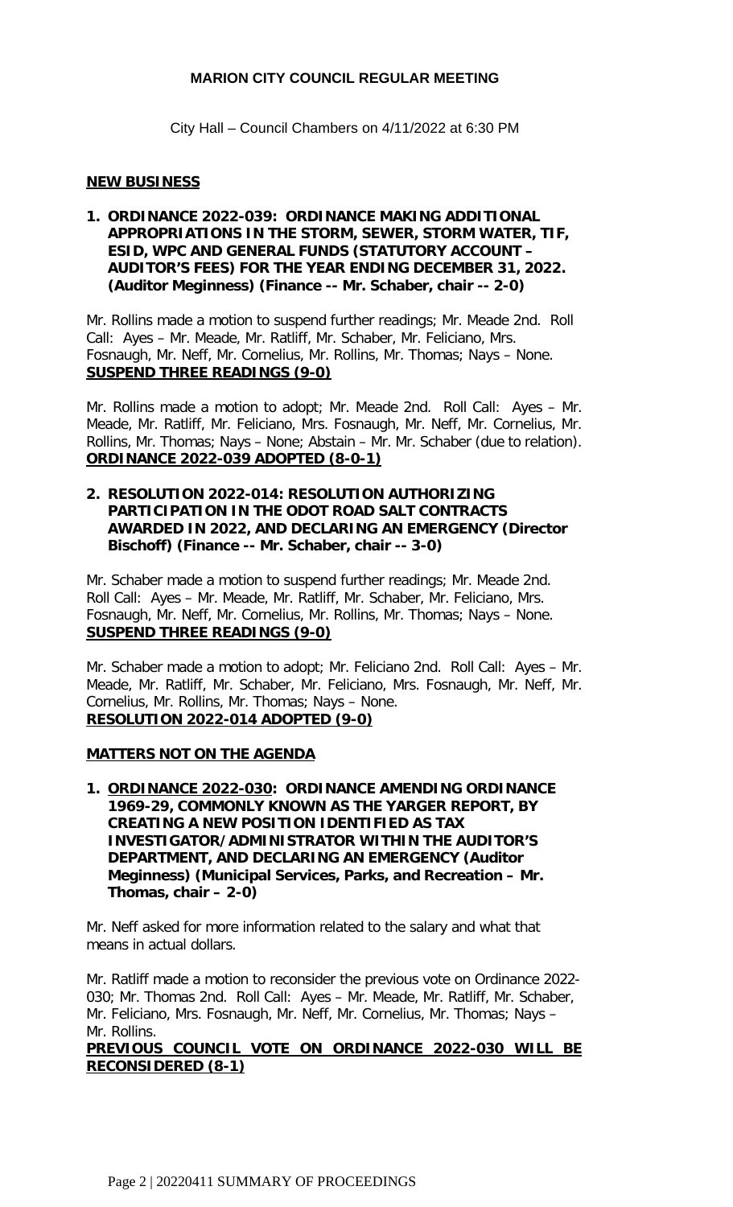**MARION CITY COUNCIL REGULAR MEETING**

City Hall – Council Chambers on 4/11/2022 at 6:30 PM

**NEW BUSINESS**

**1. ORDINANCE 2022-039: ORDINANCE MAKING ADDITIONAL APPROPRIATIONS IN THE STORM, SEWER, STORM WATER, TIF, ESID, WPC AND GENERAL FUNDS (STATUTORY ACCOUNT – AUDITOR'S FEES) FOR THE YEAR ENDING DECEMBER 31, 2022. (Auditor Meginness) (Finance -- Mr. Schaber, chair -- 2-0)**

Mr. Rollins made a motion to suspend further readings; Mr. Meade 2nd. Roll Call: Ayes – Mr. Meade, Mr. Ratliff, Mr. Schaber, Mr. Feliciano, Mrs. Fosnaugh, Mr. Neff, Mr. Cornelius, Mr. Rollins, Mr. Thomas; Nays – None.
**SUSPEND THREE READINGS (9-0)**

Mr. Rollins made a motion to adopt; Mr. Meade 2nd. Roll Call: Ayes – Mr. Meade, Mr. Ratliff, Mr. Feliciano, Mrs. Fosnaugh, Mr. Neff, Mr. Cornelius, Mr. Rollins, Mr. Thomas; Nays – None; Abstain – Mr. Mr. Schaber (due to relation).
**ORDINANCE 2022-039 ADOPTED (8-0-1)**

**2. RESOLUTION 2022-014: RESOLUTION AUTHORIZING PARTICIPATION IN THE ODOT ROAD SALT CONTRACTS AWARDED IN 2022, AND DECLARING AN EMERGENCY (Director Bischoff) (Finance -- Mr. Schaber, chair -- 3-0)**

Mr. Schaber made a motion to suspend further readings; Mr. Meade 2nd. Roll Call: Ayes – Mr. Meade, Mr. Ratliff, Mr. Schaber, Mr. Feliciano, Mrs. Fosnaugh, Mr. Neff, Mr. Cornelius, Mr. Rollins, Mr. Thomas; Nays – None.
**SUSPEND THREE READINGS (9-0)**

Mr. Schaber made a motion to adopt; Mr. Feliciano 2nd. Roll Call: Ayes – Mr. Meade, Mr. Ratliff, Mr. Schaber, Mr. Feliciano, Mrs. Fosnaugh, Mr. Neff, Mr. Cornelius, Mr. Rollins, Mr. Thomas; Nays – None.
**RESOLUTION 2022-014 ADOPTED (9-0)**

**MATTERS NOT ON THE AGENDA**

**1. ORDINANCE 2022-030: ORDINANCE AMENDING ORDINANCE 1969-29, COMMONLY KNOWN AS THE YARGER REPORT, BY CREATING A NEW POSITION IDENTIFIED AS TAX INVESTIGATOR/ADMINISTRATOR WITHIN THE AUDITOR'S DEPARTMENT, AND DECLARING AN EMERGENCY (Auditor Meginness) (Municipal Services, Parks, and Recreation – Mr. Thomas, chair – 2-0)**

Mr. Neff asked for more information related to the salary and what that means in actual dollars.

Mr. Ratliff made a motion to reconsider the previous vote on Ordinance 2022-030; Mr. Thomas 2nd. Roll Call: Ayes – Mr. Meade, Mr. Ratliff, Mr. Schaber, Mr. Feliciano, Mrs. Fosnaugh, Mr. Neff, Mr. Cornelius, Mr. Thomas; Nays – Mr. Rollins.
**PREVIOUS COUNCIL VOTE ON ORDINANCE 2022-030 WILL BE RECONSIDERED (8-1)**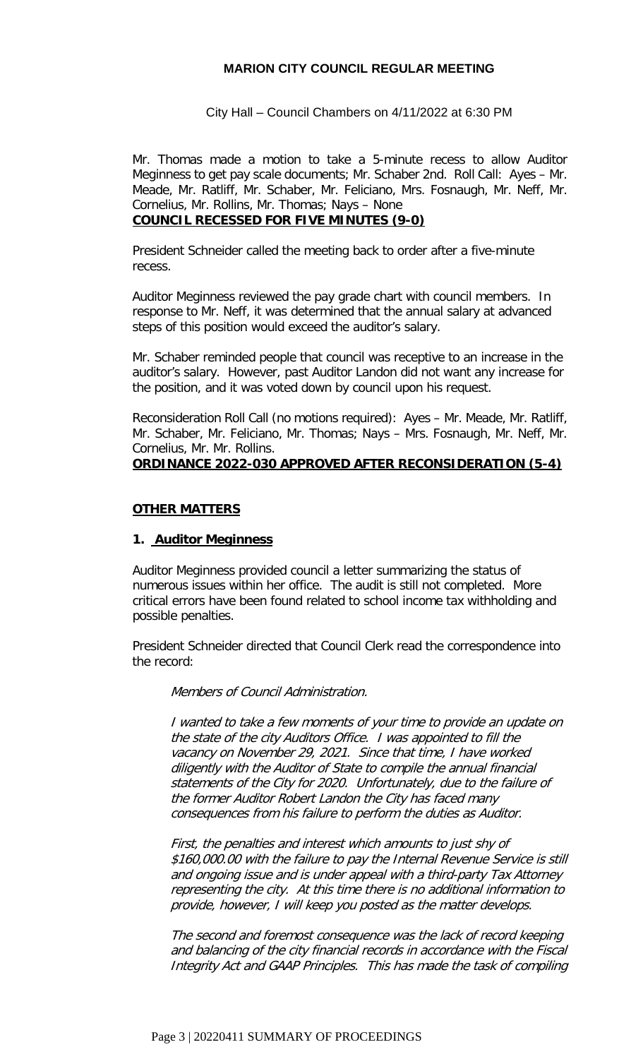**MARION CITY COUNCIL REGULAR MEETING**

City Hall – Council Chambers on 4/11/2022 at 6:30 PM

Mr. Thomas made a motion to take a 5-minute recess to allow Auditor Meginness to get pay scale documents; Mr. Schaber 2nd. Roll Call: Ayes – Mr. Meade, Mr. Ratliff, Mr. Schaber, Mr. Feliciano, Mrs. Fosnaugh, Mr. Neff, Mr. Cornelius, Mr. Rollins, Mr. Thomas; Nays – None

**COUNCIL RECESSED FOR FIVE MINUTES (9-0)**

President Schneider called the meeting back to order after a five-minute recess.

Auditor Meginness reviewed the pay grade chart with council members. In response to Mr. Neff, it was determined that the annual salary at advanced steps of this position would exceed the auditor's salary.

Mr. Schaber reminded people that council was receptive to an increase in the auditor's salary. However, past Auditor Landon did not want any increase for the position, and it was voted down by council upon his request.

Reconsideration Roll Call (no motions required): Ayes – Mr. Meade, Mr. Ratliff, Mr. Schaber, Mr. Feliciano, Mr. Thomas; Nays – Mrs. Fosnaugh, Mr. Neff, Mr. Cornelius, Mr. Mr. Rollins.

**ORDINANCE 2022-030 APPROVED AFTER RECONSIDERATION (5-4)**

**OTHER MATTERS**

**1. Auditor Meginness**

Auditor Meginness provided council a letter summarizing the status of numerous issues within her office. The audit is still not completed. More critical errors have been found related to school income tax withholding and possible penalties.

President Schneider directed that Council Clerk read the correspondence into the record:

*Members of Council Administration.*

*I wanted to take a few moments of your time to provide an update on the state of the city Auditors Office. I was appointed to fill the vacancy on November 29, 2021. Since that time, I have worked diligently with the Auditor of State to compile the annual financial statements of the City for 2020. Unfortunately, due to the failure of the former Auditor Robert Landon the City has faced many consequences from his failure to perform the duties as Auditor.*

*First, the penalties and interest which amounts to just shy of $160,000.00 with the failure to pay the Internal Revenue Service is still and ongoing issue and is under appeal with a third-party Tax Attorney representing the city. At this time there is no additional information to provide, however, I will keep you posted as the matter develops.*

*The second and foremost consequence was the lack of record keeping and balancing of the city financial records in accordance with the Fiscal Integrity Act and GAAP Principles. This has made the task of compiling*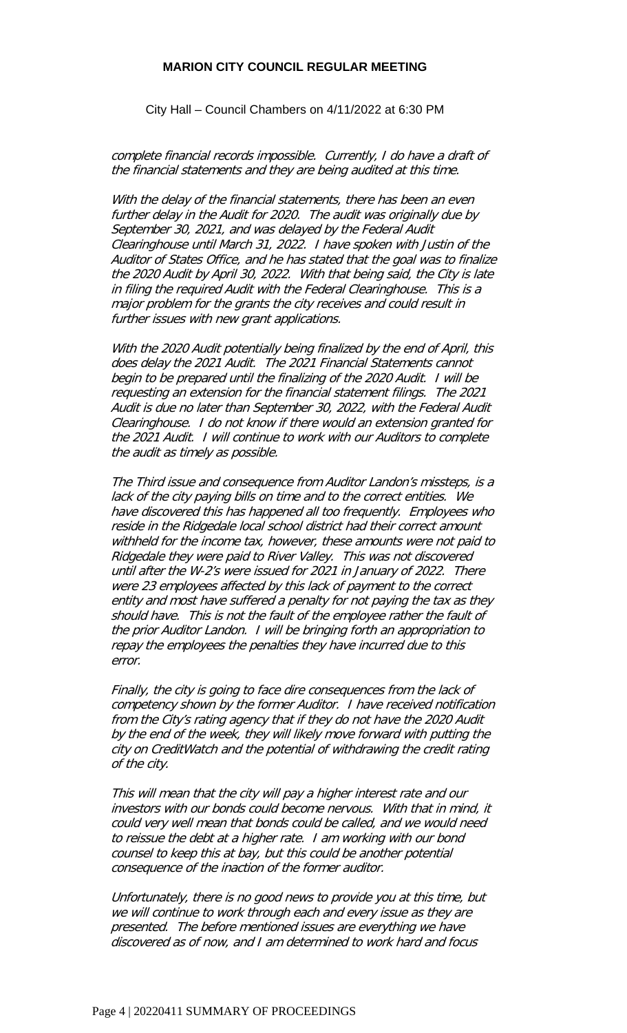*complete financial records impossible. Currently, I do have a draft of the financial statements and they are being audited at this time.*

*With the delay of the financial statements, there has been an even further delay in the Audit for 2020. The audit was originally due by September 30, 2021, and was delayed by the Federal Audit Clearinghouse until March 31, 2022. I have spoken with Justin of the Auditor of States Office, and he has stated that the goal was to finalize the 2020 Audit by April 30, 2022. With that being said, the City is late in filing the required Audit with the Federal Clearinghouse. This is a major problem for the grants the city receives and could result in further issues with new grant applications.*

*With the 2020 Audit potentially being finalized by the end of April, this does delay the 2021 Audit. The 2021 Financial Statements cannot begin to be prepared until the finalizing of the 2020 Audit. I will be requesting an extension for the financial statement filings. The 2021 Audit is due no later than September 30, 2022, with the Federal Audit Clearinghouse. I do not know if there would an extension granted for the 2021 Audit. I will continue to work with our Auditors to complete the audit as timely as possible.*

*The Third issue and consequence from Auditor Landon's missteps, is a lack of the city paying bills on time and to the correct entities. We have discovered this has happened all too frequently. Employees who reside in the Ridgedale local school district had their correct amount withheld for the income tax, however, these amounts were not paid to Ridgedale they were paid to River Valley. This was not discovered until after the W-2's were issued for 2021 in January of 2022. There were 23 employees affected by this lack of payment to the correct entity and most have suffered a penalty for not paying the tax as they should have. This is not the fault of the employee rather the fault of the prior Auditor Landon. I will be bringing forth an appropriation to repay the employees the penalties they have incurred due to this error.*

*Finally, the city is going to face dire consequences from the lack of competency shown by the former Auditor. I have received notification from the City's rating agency that if they do not have the 2020 Audit by the end of the week, they will likely move forward with putting the city on CreditWatch and the potential of withdrawing the credit rating of the city.*

*This will mean that the city will pay a higher interest rate and our investors with our bonds could become nervous. With that in mind, it could very well mean that bonds could be called, and we would need to reissue the debt at a higher rate. I am working with our bond counsel to keep this at bay, but this could be another potential consequence of the inaction of the former auditor.*

*Unfortunately, there is no good news to provide you at this time, but we will continue to work through each and every issue as they are presented. The before mentioned issues are everything we have discovered as of now, and I am determined to work hard and focus*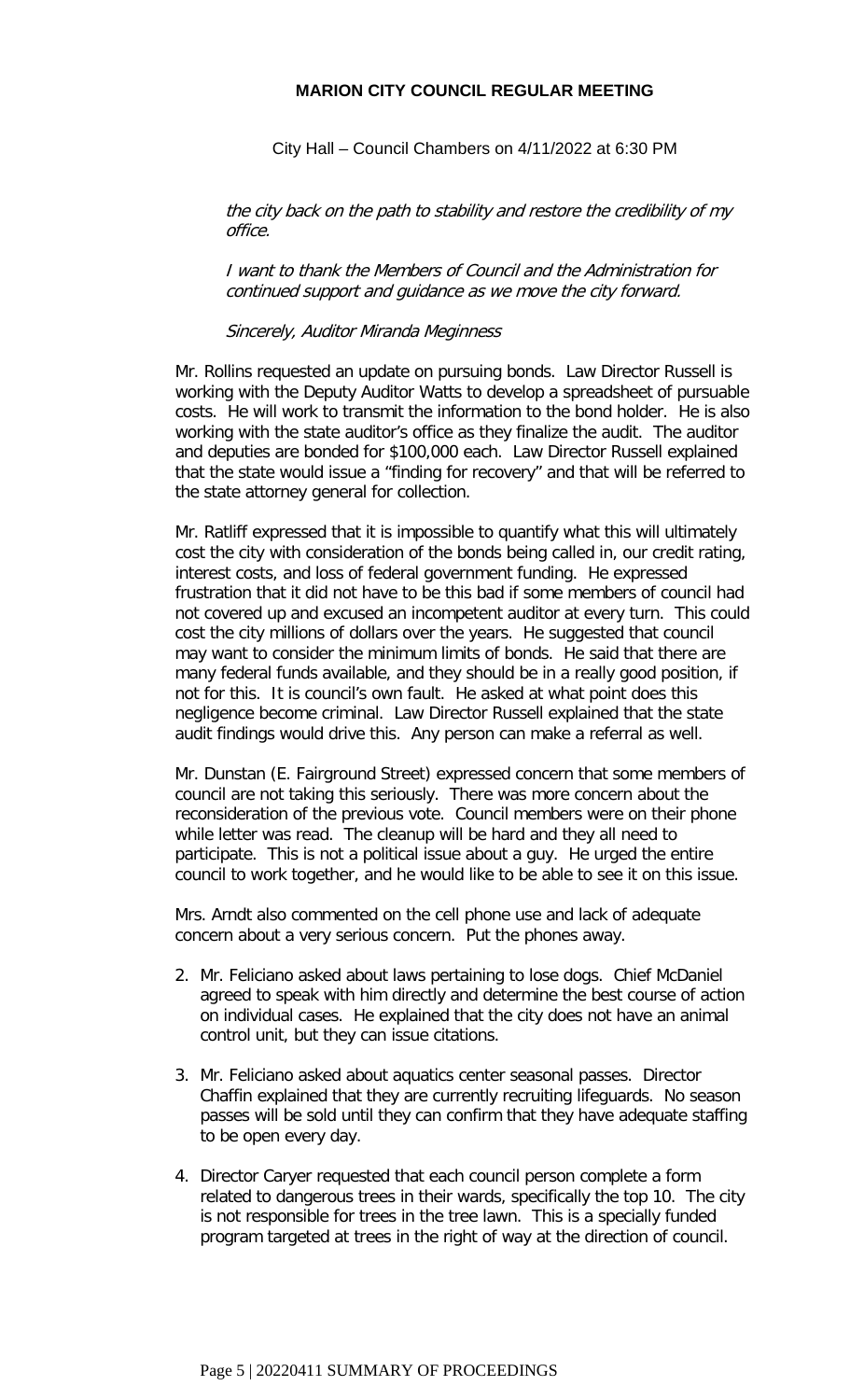*the city back on the path to stability and restore the credibility of my office.*

*I want to thank the Members of Council and the Administration for continued support and guidance as we move the city forward.*

*Sincerely, Auditor Miranda Meginness*

Mr. Rollins requested an update on pursuing bonds. Law Director Russell is working with the Deputy Auditor Watts to develop a spreadsheet of pursuable costs. He will work to transmit the information to the bond holder. He is also working with the state auditor's office as they finalize the audit. The auditor and deputies are bonded for $100,000 each. Law Director Russell explained that the state would issue a "finding for recovery" and that will be referred to the state attorney general for collection.

Mr. Ratliff expressed that it is impossible to quantify what this will ultimately cost the city with consideration of the bonds being called in, our credit rating, interest costs, and loss of federal government funding. He expressed frustration that it did not have to be this bad if some members of council had not covered up and excused an incompetent auditor at every turn. This could cost the city millions of dollars over the years. He suggested that council may want to consider the minimum limits of bonds. He said that there are many federal funds available, and they should be in a really good position, if not for this. It is council's own fault. He asked at what point does this negligence become criminal. Law Director Russell explained that the state audit findings would drive this. Any person can make a referral as well.

Mr. Dunstan (E. Fairground Street) expressed concern that some members of council are not taking this seriously. There was more concern about the reconsideration of the previous vote. Council members were on their phone while letter was read. The cleanup will be hard and they all need to participate. This is not a political issue about a guy. He urged the entire council to work together, and he would like to be able to see it on this issue.

Mrs. Arndt also commented on the cell phone use and lack of adequate concern about a very serious concern. Put the phones away.

2. Mr. Feliciano asked about laws pertaining to lose dogs. Chief McDaniel agreed to speak with him directly and determine the best course of action on individual cases. He explained that the city does not have an animal control unit, but they can issue citations.
3. Mr. Feliciano asked about aquatics center seasonal passes. Director Chaffin explained that they are currently recruiting lifeguards. No season passes will be sold until they can confirm that they have adequate staffing to be open every day.
4. Director Caryer requested that each council person complete a form related to dangerous trees in their wards, specifically the top 10. The city is not responsible for trees in the tree lawn. This is a specially funded program targeted at trees in the right of way at the direction of council.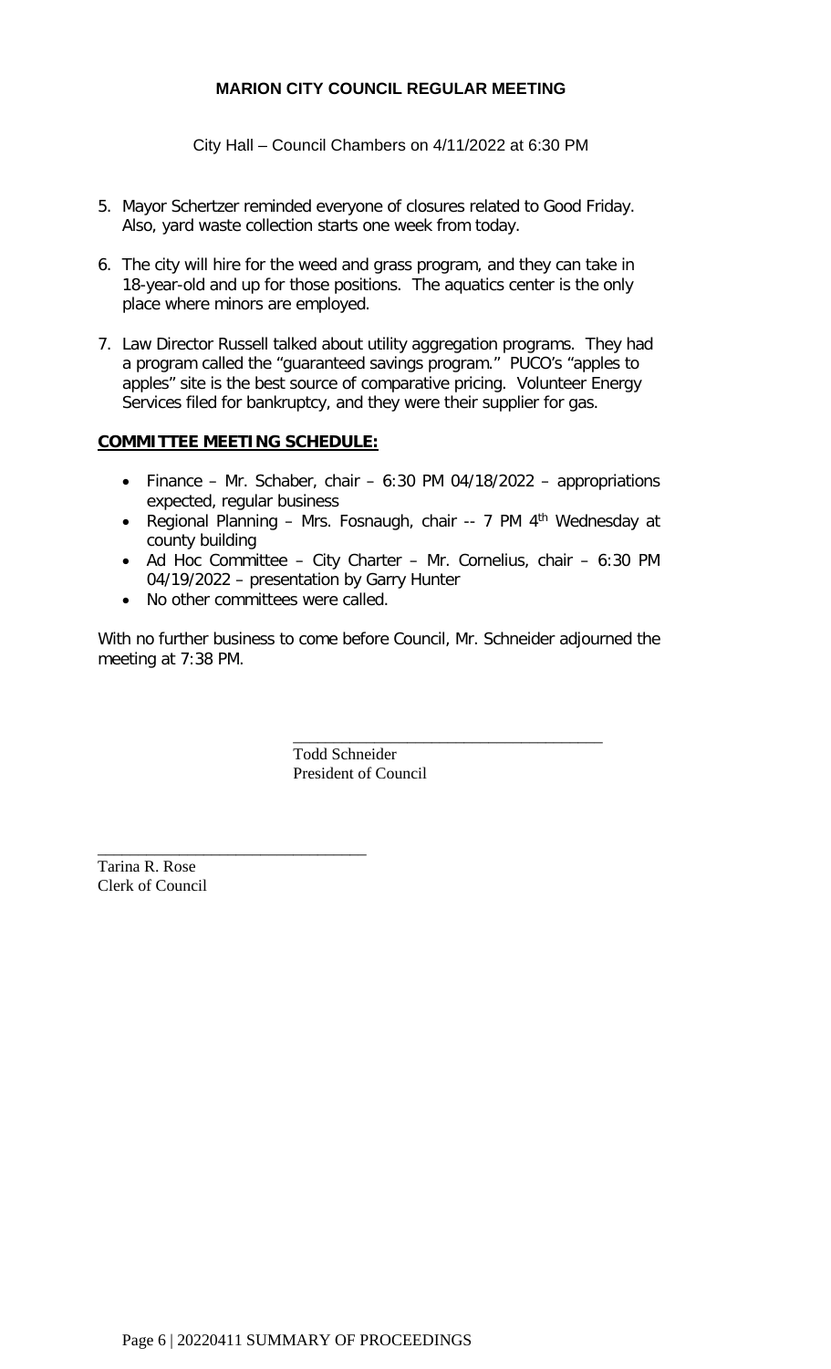**MARION CITY COUNCIL REGULAR MEETING**

City Hall – Council Chambers on 4/11/2022 at 6:30 PM

5. Mayor Schertzer reminded everyone of closures related to Good Friday. Also, yard waste collection starts one week from today.

6. The city will hire for the weed and grass program, and they can take in 18-year-old and up for those positions. The aquatics center is the only place where minors are employed.

7. Law Director Russell talked about utility aggregation programs. They had a program called the "guaranteed savings program." PUCO's "apples to apples" site is the best source of comparative pricing. Volunteer Energy Services filed for bankruptcy, and they were their supplier for gas.

**COMMITTEE MEETING SCHEDULE:**

- Finance – Mr. Schaber, chair – 6:30 PM 04/18/2022 – appropriations expected, regular business
- Regional Planning – Mrs. Fosnaugh, chair -- 7 PM 4th Wednesday at county building
- Ad Hoc Committee – City Charter – Mr. Cornelius, chair – 6:30 PM 04/19/2022 – presentation by Garry Hunter
- No other committees were called.

With no further business to come before Council, Mr. Schneider adjourned the meeting at 7:38 PM.

\_\_\_\_\_\_\_\_\_\_\_\_\_\_\_\_\_\_\_\_\_\_\_\_\_\_\_\_\_\_\_\_\_\_\_\_
Todd Schneider
President of Council

\_\_\_\_\_\_\_\_\_\_\_\_\_\_\_\_\_\_\_\_\_\_\_\_\_\_\_\_\_\_\_\_\_\_\_\_
Tarina R. Rose
Clerk of Council